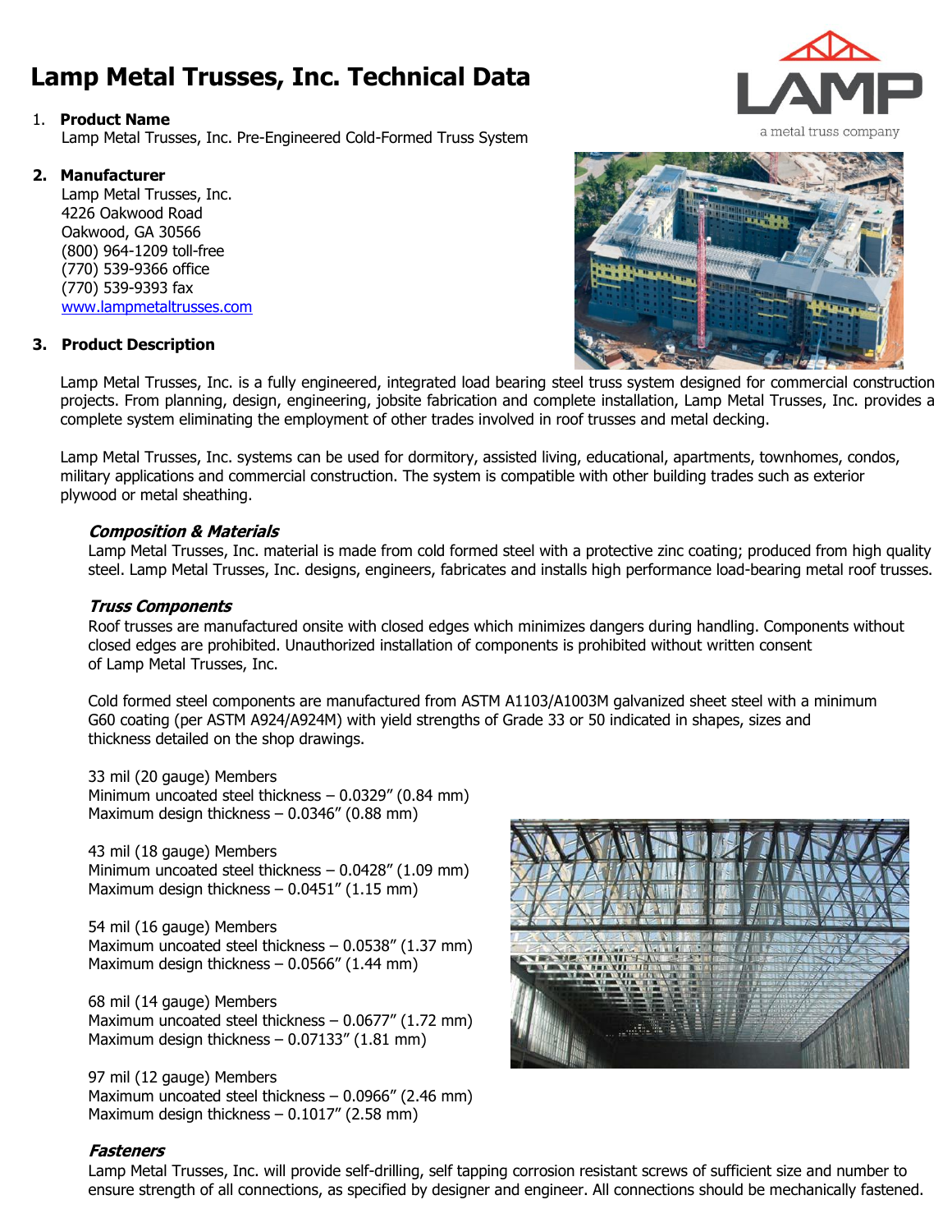# Lamp Metal Trusses, Inc. Technical Data

1. **Product Name**
   Lamp Metal Trusses, Inc. Pre-Engineered Cold-Formed Truss System

2. **Manufacturer**
   Lamp Metal Trusses, Inc.
   4226 Oakwood Road
   Oakwood, GA 30566
   (800) 964-1209 toll-free
   (770) 539-9366 office
   (770) 539-9393 fax
   www.lampmetaltrusses.com

3. **Product Description**

Lamp Metal Trusses, Inc. is a fully engineered, integrated load bearing steel truss system designed for commercial construction projects. From planning, design, engineering, jobsite fabrication and complete installation, Lamp Metal Trusses, Inc. provides a complete system eliminating the employment of other trades involved in roof trusses and metal decking.

Lamp Metal Trusses, Inc. systems can be used for dormitory, assisted living, educational, apartments, townhomes, condos, military applications and commercial construction. The system is compatible with other building trades such as exterior plywood or metal sheathing.

### *Composition & Materials*

Lamp Metal Trusses, Inc. material is made from cold formed steel with a protective zinc coating; produced from high quality steel. Lamp Metal Trusses, Inc. designs, engineers, fabricates and installs high performance load-bearing metal roof trusses.

### *Truss Components*

Roof trusses are manufactured onsite with closed edges which minimizes dangers during handling. Components without closed edges are prohibited. Unauthorized installation of components is prohibited without written consent of Lamp Metal Trusses, Inc.

Cold formed steel components are manufactured from ASTM A1103/A1003M galvanized sheet steel with a minimum G60 coating (per ASTM A924/A924M) with yield strengths of Grade 33 or 50 indicated in shapes, sizes and thickness detailed on the shop drawings.

33 mil (20 gauge) Members
Minimum uncoated steel thickness – 0.0329" (0.84 mm)
Maximum design thickness – 0.0346" (0.88 mm)

43 mil (18 gauge) Members
Minimum uncoated steel thickness – 0.0428" (1.09 mm)
Maximum design thickness – 0.0451" (1.15 mm)

54 mil (16 gauge) Members
Maximum uncoated steel thickness – 0.0538" (1.37 mm)
Maximum design thickness – 0.0566" (1.44 mm)

68 mil (14 gauge) Members
Maximum uncoated steel thickness – 0.0677" (1.72 mm)
Maximum design thickness – 0.07133" (1.81 mm)

97 mil (12 gauge) Members
Maximum uncoated steel thickness – 0.0966" (2.46 mm)
Maximum design thickness – 0.1017" (2.58 mm)

### *Fasteners*

Lamp Metal Trusses, Inc. will provide self-drilling, self tapping corrosion resistant screws of sufficient size and number to ensure strength of all connections, as specified by designer and engineer. All connections should be mechanically fastened.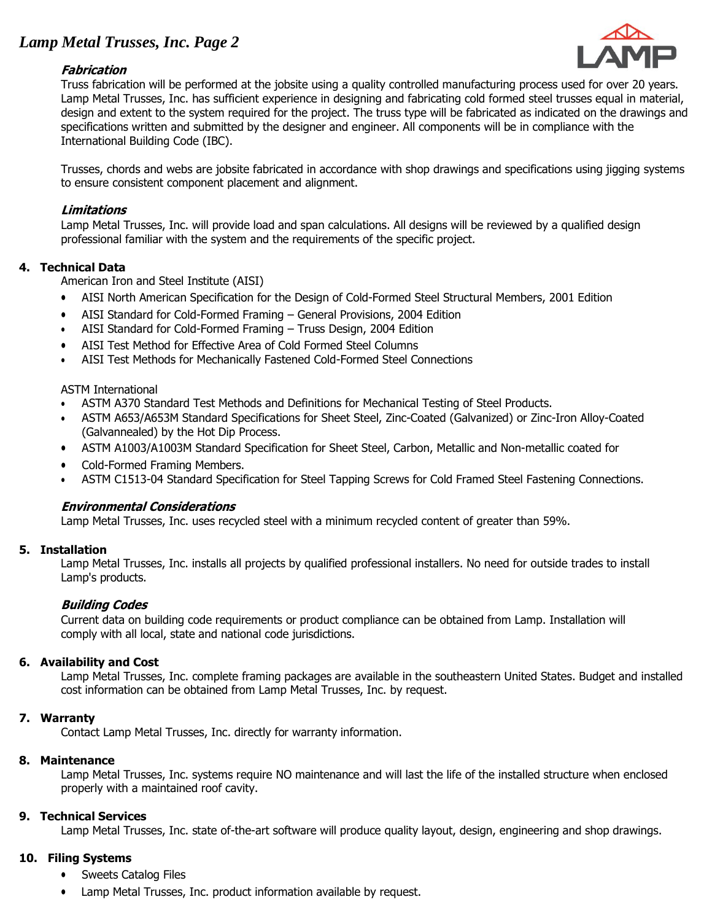### *Fabrication*

Truss fabrication will be performed at the jobsite using a quality controlled manufacturing process used for over 20 years. Lamp Metal Trusses, Inc. has sufficient experience in designing and fabricating cold formed steel trusses equal in material, design and extent to the system required for the project. The truss type will be fabricated as indicated on the drawings and specifications written and submitted by the designer and engineer. All components will be in compliance with the International Building Code (IBC).

Trusses, chords and webs are jobsite fabricated in accordance with shop drawings and specifications using jigging systems to ensure consistent component placement and alignment.

### *Limitations*

Lamp Metal Trusses, Inc. will provide load and span calculations. All designs will be reviewed by a qualified design professional familiar with the system and the requirements of the specific project.

## 4. Technical Data

American Iron and Steel Institute (AISI)

- AISI North American Specification for the Design of Cold-Formed Steel Structural Members, 2001 Edition
- AISI Standard for Cold-Formed Framing – General Provisions, 2004 Edition
- AISI Standard for Cold-Formed Framing – Truss Design, 2004 Edition
- AISI Test Method for Effective Area of Cold Formed Steel Columns
- AISI Test Methods for Mechanically Fastened Cold-Formed Steel Connections

ASTM International

- ASTM A370 Standard Test Methods and Definitions for Mechanical Testing of Steel Products.
- ASTM A653/A653M Standard Specifications for Sheet Steel, Zinc-Coated (Galvanized) or Zinc-Iron Alloy-Coated (Galvannealed) by the Hot Dip Process.
- ASTM A1003/A1003M Standard Specification for Sheet Steel, Carbon, Metallic and Non-metallic coated for
- Cold-Formed Framing Members.
- ASTM C1513-04 Standard Specification for Steel Tapping Screws for Cold Framed Steel Fastening Connections.

### *Environmental Considerations*

Lamp Metal Trusses, Inc. uses recycled steel with a minimum recycled content of greater than 59%.

## 5. Installation

Lamp Metal Trusses, Inc. installs all projects by qualified professional installers. No need for outside trades to install Lamp's products.

### *Building Codes*

Current data on building code requirements or product compliance can be obtained from Lamp. Installation will comply with all local, state and national code jurisdictions.

## 6. Availability and Cost

Lamp Metal Trusses, Inc. complete framing packages are available in the southeastern United States. Budget and installed cost information can be obtained from Lamp Metal Trusses, Inc. by request.

## 7. Warranty

Contact Lamp Metal Trusses, Inc. directly for warranty information.

## 8. Maintenance

Lamp Metal Trusses, Inc. systems require NO maintenance and will last the life of the installed structure when enclosed properly with a maintained roof cavity.

## 9. Technical Services

Lamp Metal Trusses, Inc. state of-the-art software will produce quality layout, design, engineering and shop drawings.

## 10. Filing Systems

- Sweets Catalog Files
- Lamp Metal Trusses, Inc. product information available by request.